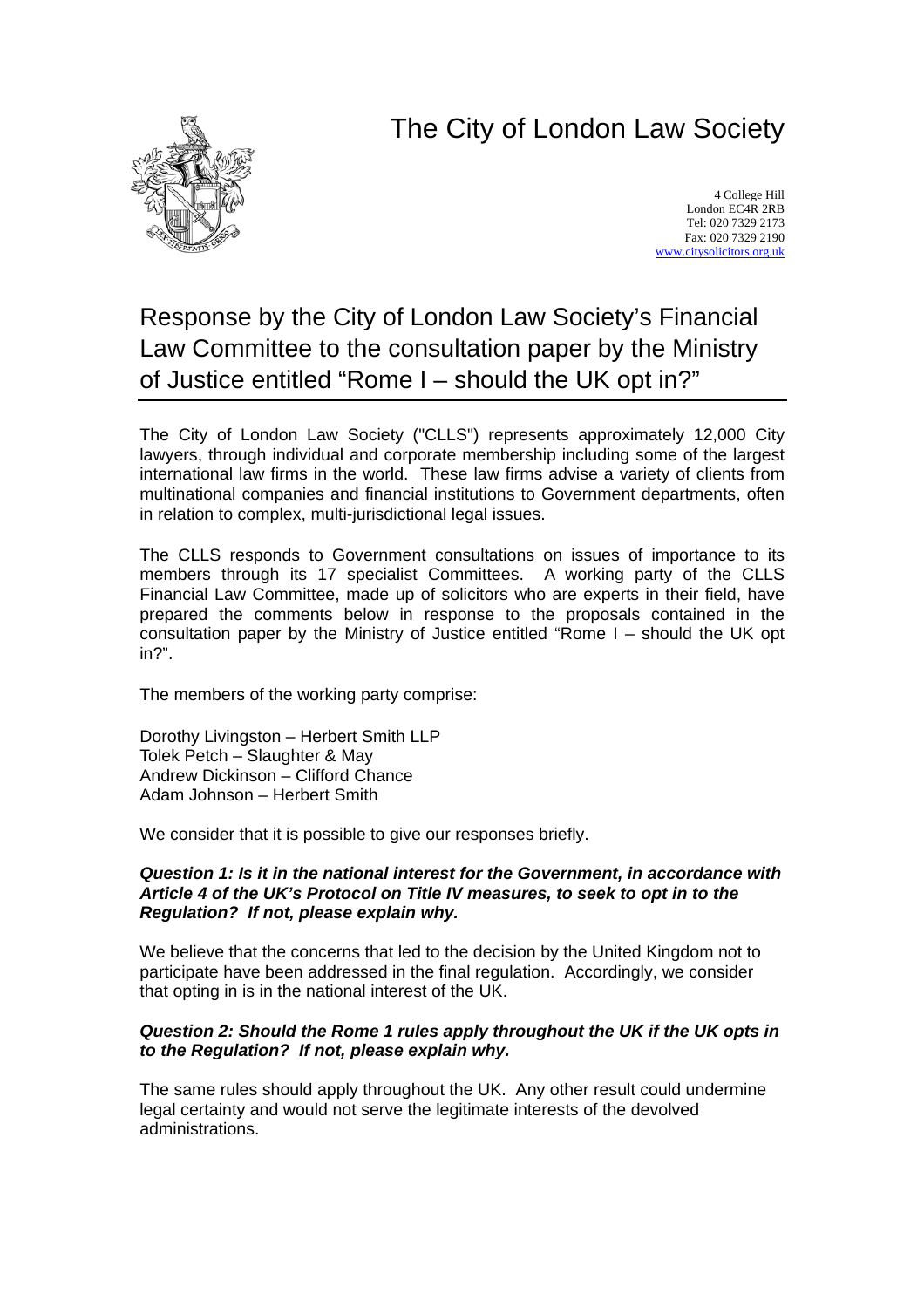# The City of London Law Society

4 College Hill
London EC4R 2RB
Tel: 020 7329 2173
Fax: 020 7329 2190
www.citysolicitors.org.uk

## Response by the City of London Law Society's Financial Law Committee to the consultation paper by the Ministry of Justice entitled "Rome I – should the UK opt in?"

The City of London Law Society ("CLLS") represents approximately 12,000 City lawyers, through individual and corporate membership including some of the largest international law firms in the world. These law firms advise a variety of clients from multinational companies and financial institutions to Government departments, often in relation to complex, multi-jurisdictional legal issues.

The CLLS responds to Government consultations on issues of importance to its members through its 17 specialist Committees. A working party of the CLLS Financial Law Committee, made up of solicitors who are experts in their field, have prepared the comments below in response to the proposals contained in the consultation paper by the Ministry of Justice entitled "Rome I – should the UK opt in?".

The members of the working party comprise:

Dorothy Livingston – Herbert Smith LLP
Tolek Petch – Slaughter & May
Andrew Dickinson – Clifford Chance
Adam Johnson – Herbert Smith

We consider that it is possible to give our responses briefly.

***Question 1: Is it in the national interest for the Government, in accordance with Article 4 of the UK's Protocol on Title IV measures, to seek to opt in to the Regulation? If not, please explain why.***

We believe that the concerns that led to the decision by the United Kingdom not to participate have been addressed in the final regulation. Accordingly, we consider that opting in is in the national interest of the UK.

***Question 2: Should the Rome 1 rules apply throughout the UK if the UK opts in to the Regulation? If not, please explain why.***

The same rules should apply throughout the UK. Any other result could undermine legal certainty and would not serve the legitimate interests of the devolved administrations.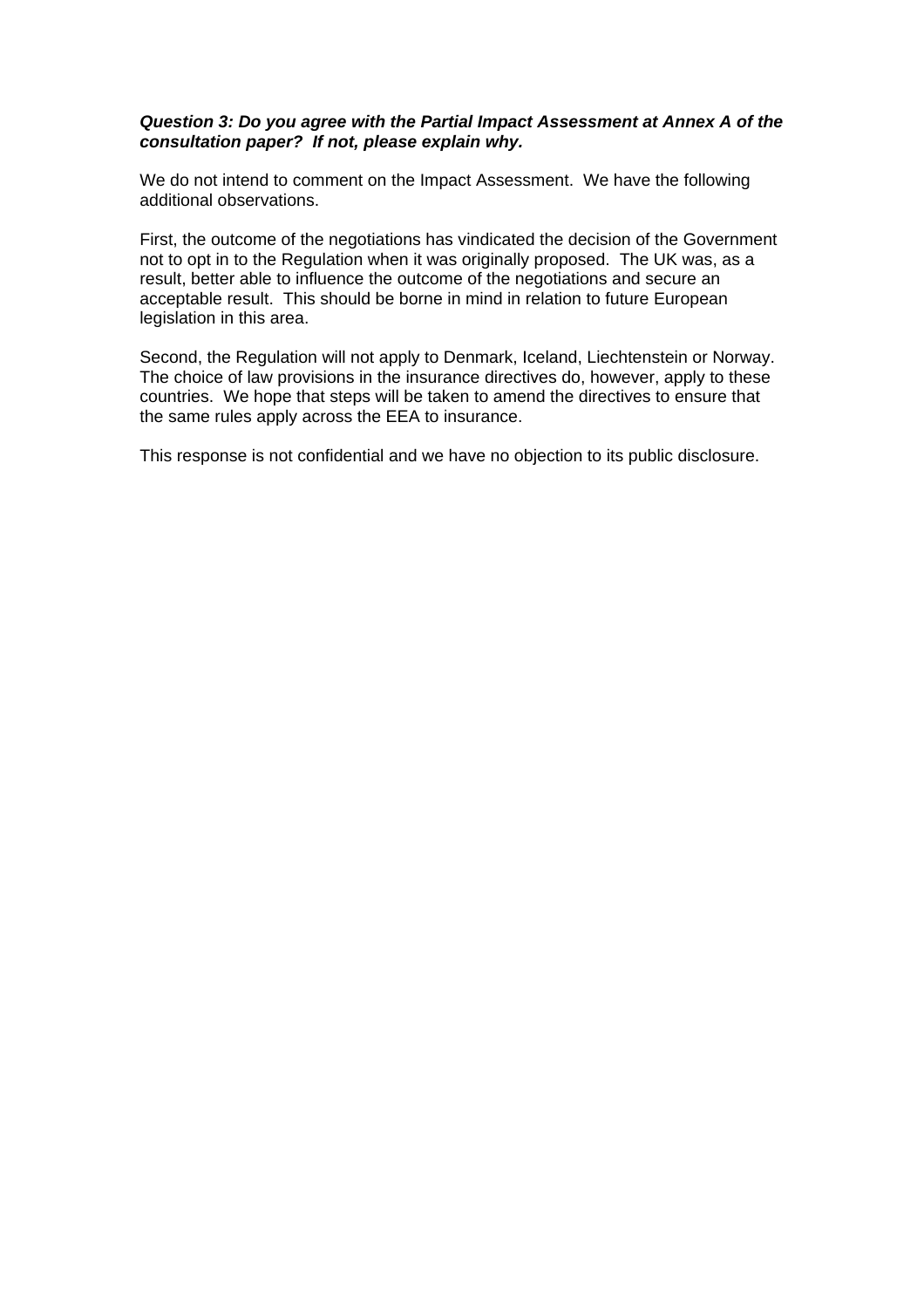***Question 3: Do you agree with the Partial Impact Assessment at Annex A of the consultation paper? If not, please explain why.***

We do not intend to comment on the Impact Assessment. We have the following additional observations.

First, the outcome of the negotiations has vindicated the decision of the Government not to opt in to the Regulation when it was originally proposed. The UK was, as a result, better able to influence the outcome of the negotiations and secure an acceptable result. This should be borne in mind in relation to future European legislation in this area.

Second, the Regulation will not apply to Denmark, Iceland, Liechtenstein or Norway. The choice of law provisions in the insurance directives do, however, apply to these countries. We hope that steps will be taken to amend the directives to ensure that the same rules apply across the EEA to insurance.

This response is not confidential and we have no objection to its public disclosure.